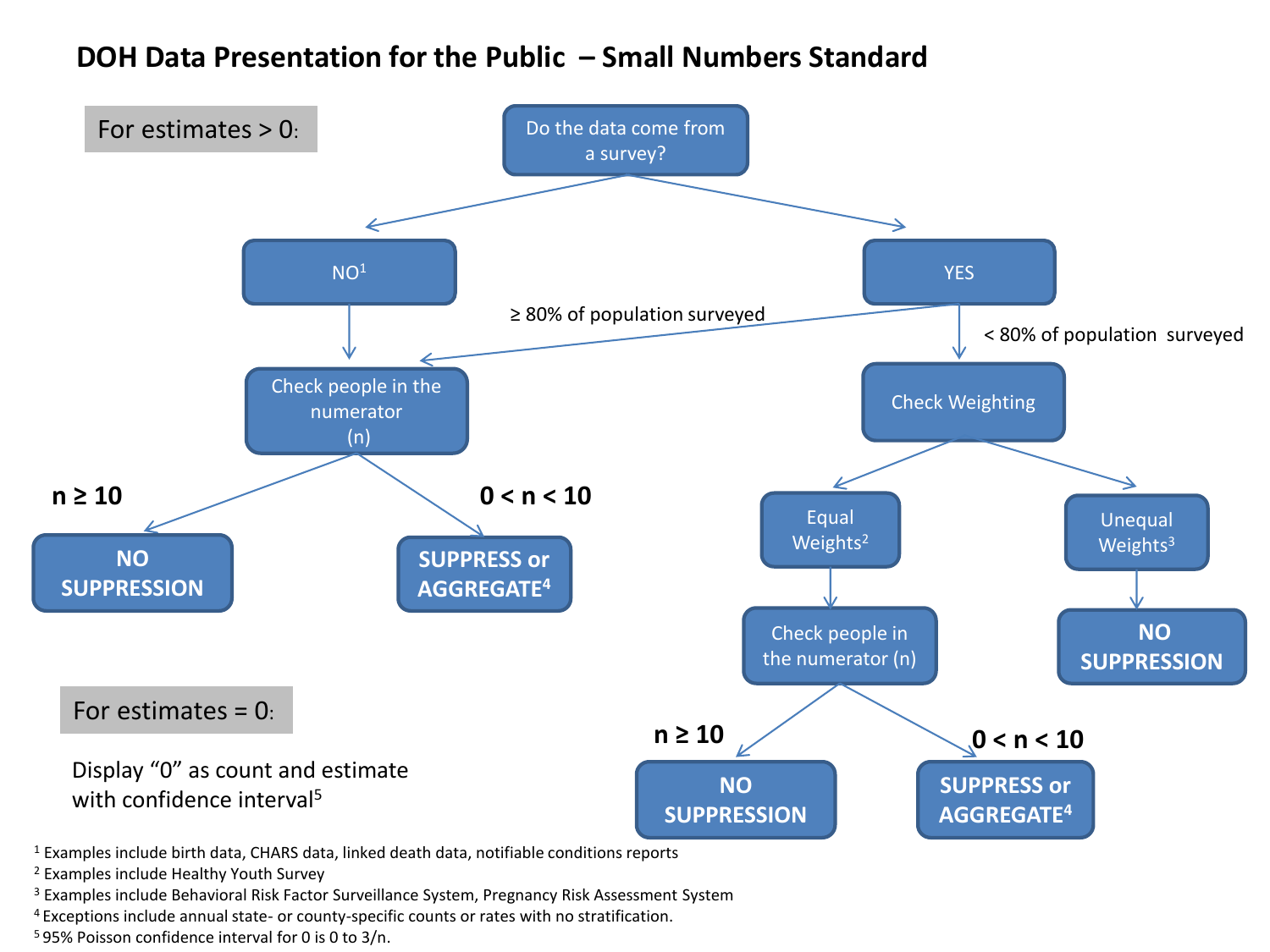# DOH Data Presentation for the Public – Small Numbers Standard

## For estimates > 0:

**Do the data come from a survey?**

- **NO**[1]
  - Check people in the numerator (n)
    - $n \geq 10$ → **NO SUPPRESSION**
    - $0 < n < 10$ → **SUPPRESS or AGGREGATE**[4]
- **YES**
  - ≥ 80% of population surveyed → Check people in the numerator (n)
    - $n \geq 10$ → **NO SUPPRESSION**
    - $0 < n < 10$ → **SUPPRESS or AGGREGATE**[4]
  - < 80% of population surveyed → Check Weighting
    - Equal Weights[2] → Check people in the numerator (n)
      - $n \geq 10$ → **NO SUPPRESSION**
      - $0 < n < 10$ → **SUPPRESS or AGGREGATE**[4]
    - Unequal Weights[3] → **NO SUPPRESSION**

## For estimates = 0:

Display “0” as count and estimate with confidence interval[5]

---

[1] Examples include birth data, CHARS data, linked death data, notifiable conditions reports

[2] Examples include Healthy Youth Survey

[3] Examples include Behavioral Risk Factor Surveillance System, Pregnancy Risk Assessment System

[4] Exceptions include annual state- or county-specific counts or rates with no stratification.

[5] 95% Poisson confidence interval for 0 is 0 to 3/n.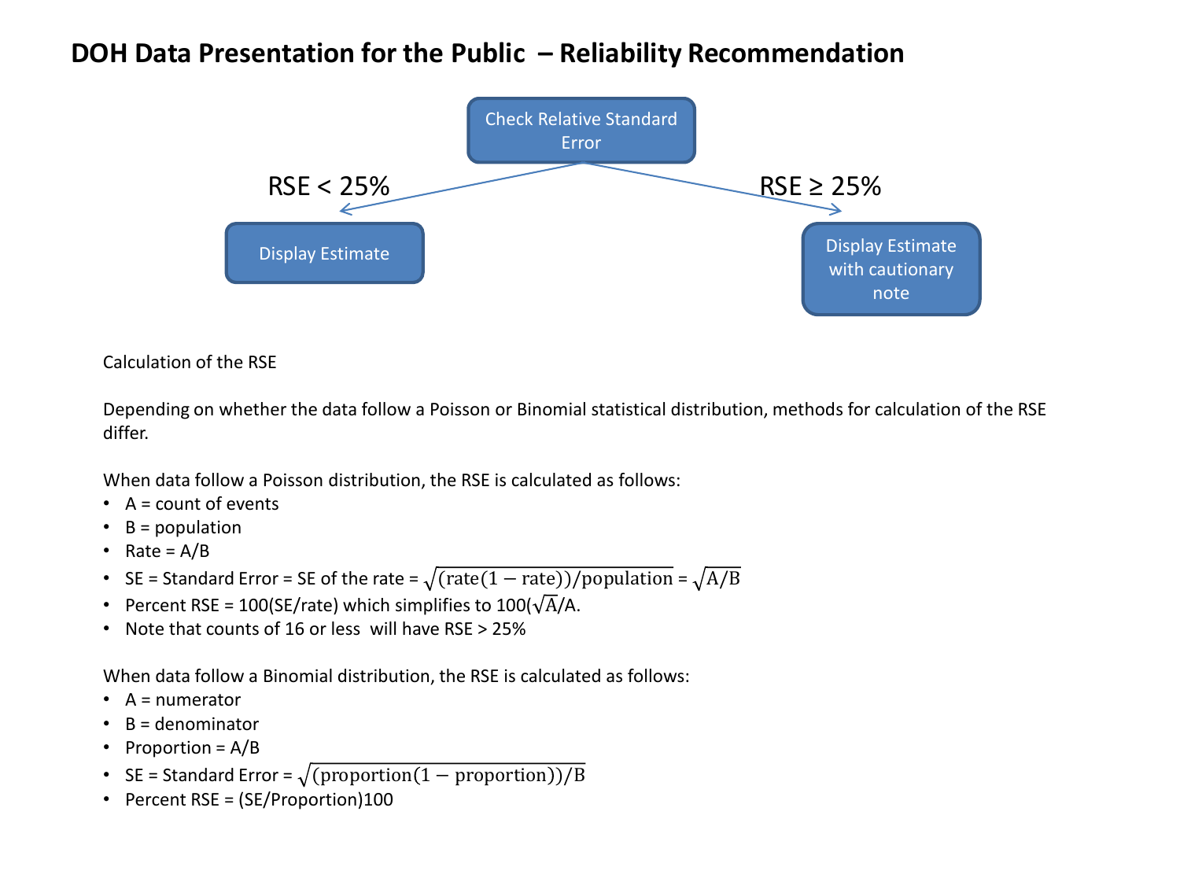# DOH Data Presentation for the Public – Reliability Recommendation

Check Relative Standard Error

RSE < 25%

Display Estimate

RSE ≥ 25%

Display Estimate with cautionary note

Calculation of the RSE

Depending on whether the data follow a Poisson or Binomial statistical distribution, methods for calculation of the RSE differ.

When data follow a Poisson distribution, the RSE is calculated as follows:

- A = count of events
- B = population
- Rate = A/B
- SE = Standard Error = SE of the rate = $\sqrt{(\text{rate}(1-\text{rate}))/\text{population}}$ = $\sqrt{A/B}$
- Percent RSE = 100(SE/rate) which simplifies to 100($\sqrt{A}$/A.
- Note that counts of 16 or less will have RSE > 25%

When data follow a Binomial distribution, the RSE is calculated as follows:

- A = numerator
- B = denominator
- Proportion = A/B
- SE = Standard Error = $\sqrt{(\text{proportion}(1-\text{proportion}))/B}$
- Percent RSE = (SE/Proportion)100